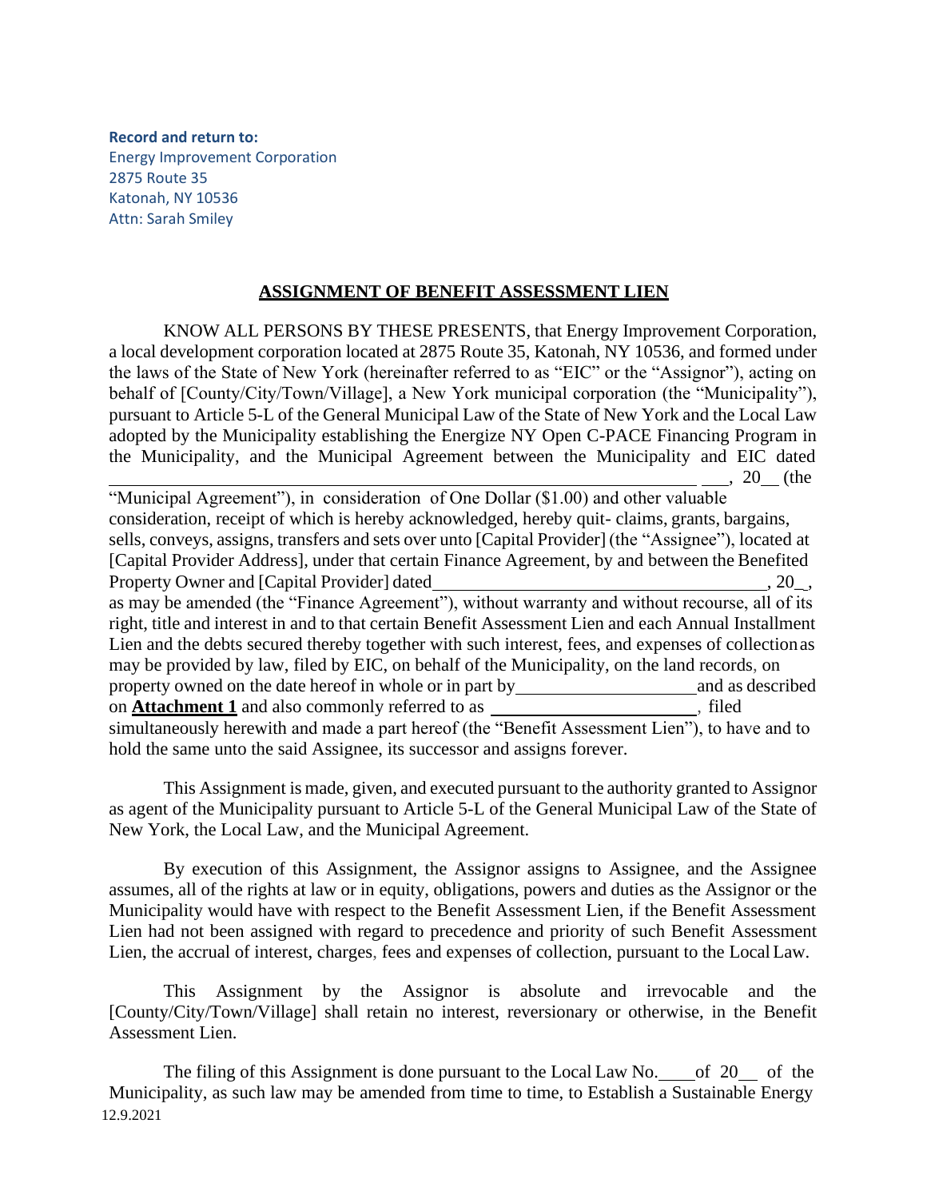**Record and return to:**
Energy Improvement Corporation
2875 Route 35
Katonah, NY 10536
Attn: Sarah Smiley

## **ASSIGNMENT OF BENEFIT ASSESSMENT LIEN**

KNOW ALL PERSONS BY THESE PRESENTS, that Energy Improvement Corporation, a local development corporation located at 2875 Route 35, Katonah, NY 10536, and formed under the laws of the State of New York (hereinafter referred to as "EIC" or the "Assignor"), acting on behalf of [County/City/Town/Village], a New York municipal corporation (the "Municipality"), pursuant to Article 5-L of the General Municipal Law of the State of New York and the Local Law adopted by the Municipality establishing the Energize NY Open C-PACE Financing Program in the Municipality, and the Municipal Agreement between the Municipality and EIC dated \_\_\_\_\_\_\_\_\_\_\_\_\_\_\_\_\_\_\_\_\_\_\_\_\_\_\_\_\_\_\_\_\_\_\_\_\_\_\_\_ \_\_\_, 20\_\_ (the "Municipal Agreement"), in consideration of One Dollar ($1.00) and other valuable consideration, receipt of which is hereby acknowledged, hereby quit- claims, grants, bargains, sells, conveys, assigns, transfers and sets over unto [Capital Provider] (the "Assignee"), located at [Capital Provider Address], under that certain Finance Agreement, by and between the Benefited Property Owner and [Capital Provider] dated\_\_\_\_\_\_\_\_\_\_\_\_\_\_\_\_\_\_\_\_\_\_\_\_\_\_\_\_\_\_\_\_\_\_\_\_, 20\_, as may be amended (the "Finance Agreement"), without warranty and without recourse, all of its right, title and interest in and to that certain Benefit Assessment Lien and each Annual Installment Lien and the debts secured thereby together with such interest, fees, and expenses of collection as may be provided by law, filed by EIC, on behalf of the Municipality, on the land records, on property owned on the date hereof in whole or in part by\_\_\_\_\_\_\_\_\_\_\_\_\_\_\_\_\_\_\_\_and as described on **Attachment 1** and also commonly referred to as \_\_\_\_\_\_\_\_\_\_\_\_\_\_\_\_\_\_\_\_\_\_, filed simultaneously herewith and made a part hereof (the "Benefit Assessment Lien"), to have and to hold the same unto the said Assignee, its successor and assigns forever.

This Assignment is made, given, and executed pursuant to the authority granted to Assignor as agent of the Municipality pursuant to Article 5-L of the General Municipal Law of the State of New York, the Local Law, and the Municipal Agreement.

By execution of this Assignment, the Assignor assigns to Assignee, and the Assignee assumes, all of the rights at law or in equity, obligations, powers and duties as the Assignor or the Municipality would have with respect to the Benefit Assessment Lien, if the Benefit Assessment Lien had not been assigned with regard to precedence and priority of such Benefit Assessment Lien, the accrual of interest, charges, fees and expenses of collection, pursuant to the Local Law.

This Assignment by the Assignor is absolute and irrevocable and the [County/City/Town/Village] shall retain no interest, reversionary or otherwise, in the Benefit Assessment Lien.

The filing of this Assignment is done pursuant to the Local Law No.\_\_\_\_of 20\_\_ of the Municipality, as such law may be amended from time to time, to Establish a Sustainable Energy

12.9.2021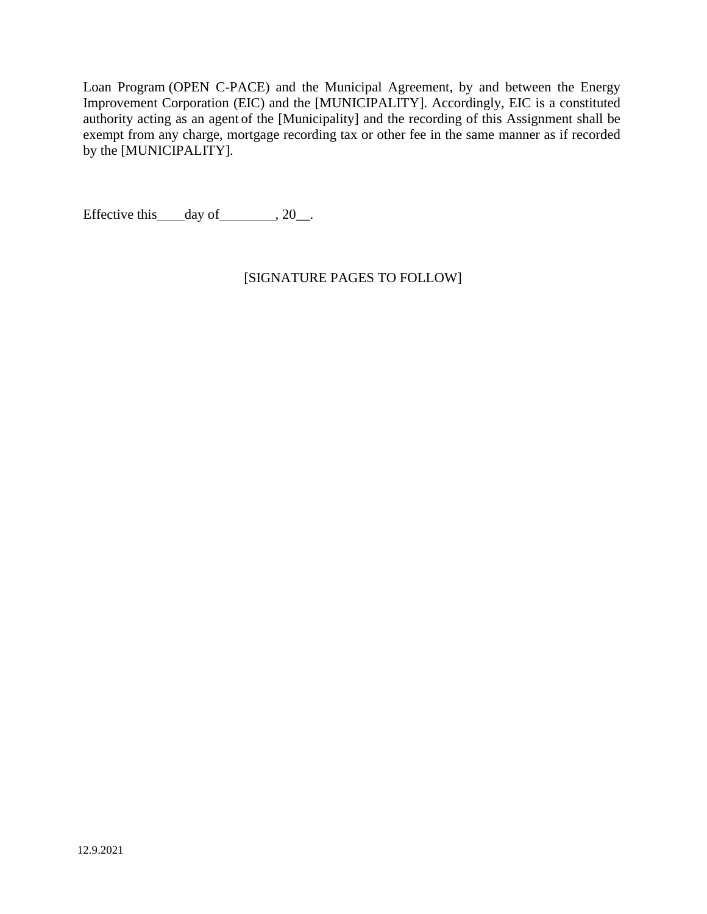Loan Program (OPEN C-PACE) and the Municipal Agreement, by and between the Energy Improvement Corporation (EIC) and the [MUNICIPALITY]. Accordingly, EIC is a constituted authority acting as an agent of the [Municipality] and the recording of this Assignment shall be exempt from any charge, mortgage recording tax or other fee in the same manner as if recorded by the [MUNICIPALITY].

Effective this \_\_\_\_ day of \_\_\_\_\_\_\_\_, 20\_\_.

[SIGNATURE PAGES TO FOLLOW]

12.9.2021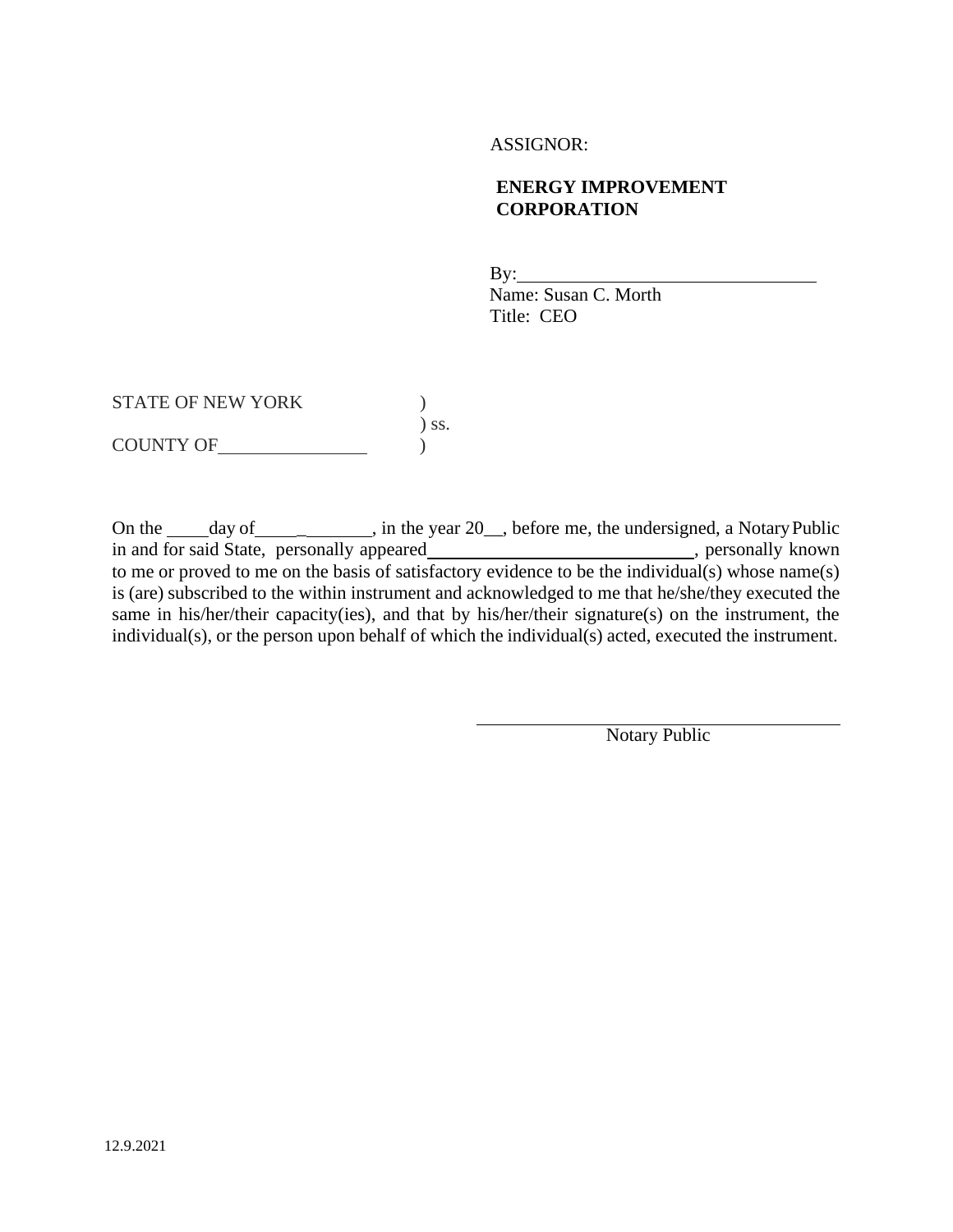ASSIGNOR:

**ENERGY IMPROVEMENT CORPORATION**

By:________________________________
Name: Susan C. Morth
Title: CEO

STATE OF NEW YORK )
) ss.
COUNTY OF________________ )

On the _____day of_____ _________, in the year 20__, before me, the undersigned, a Notary Public in and for said State, personally appeared______________________________, personally known to me or proved to me on the basis of satisfactory evidence to be the individual(s) whose name(s) is (are) subscribed to the within instrument and acknowledged to me that he/she/they executed the same in his/her/their capacity(ies), and that by his/her/their signature(s) on the instrument, the individual(s), or the person upon behalf of which the individual(s) acted, executed the instrument.

________________________________
Notary Public

12.9.2021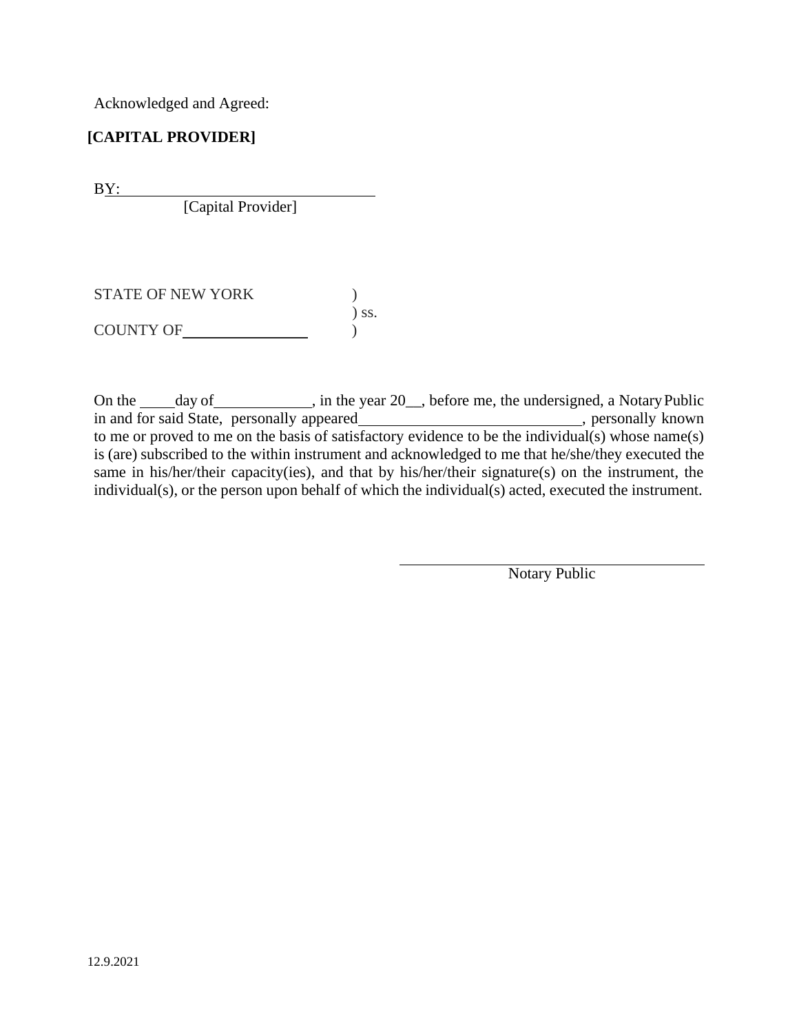Acknowledged and Agreed:

**[CAPITAL PROVIDER]**

BY:\_\_\_\_\_\_\_\_\_\_\_\_\_\_\_\_\_\_\_\_\_\_\_\_\_\_\_\_\_\_\_\_\_\_
[Capital Provider]

STATE OF NEW YORK )
) ss.
COUNTY OF\_\_\_\_\_\_\_\_\_\_\_\_\_\_\_\_ )

On the \_\_\_\_ day of\_\_\_\_\_\_\_\_\_\_\_\_, in the year 20\_\_, before me, the undersigned, a Notary Public in and for said State, personally appeared\_\_\_\_\_\_\_\_\_\_\_\_\_\_\_\_\_\_\_\_\_\_\_\_\_\_\_\_, personally known to me or proved to me on the basis of satisfactory evidence to be the individual(s) whose name(s) is (are) subscribed to the within instrument and acknowledged to me that he/she/they executed the same in his/her/their capacity(ies), and that by his/her/their signature(s) on the instrument, the individual(s), or the person upon behalf of which the individual(s) acted, executed the instrument.

\_\_\_\_\_\_\_\_\_\_\_\_\_\_\_\_\_\_\_\_\_\_\_\_\_\_\_\_\_\_\_\_\_\_\_\_\_\_\_\_
Notary Public

12.9.2021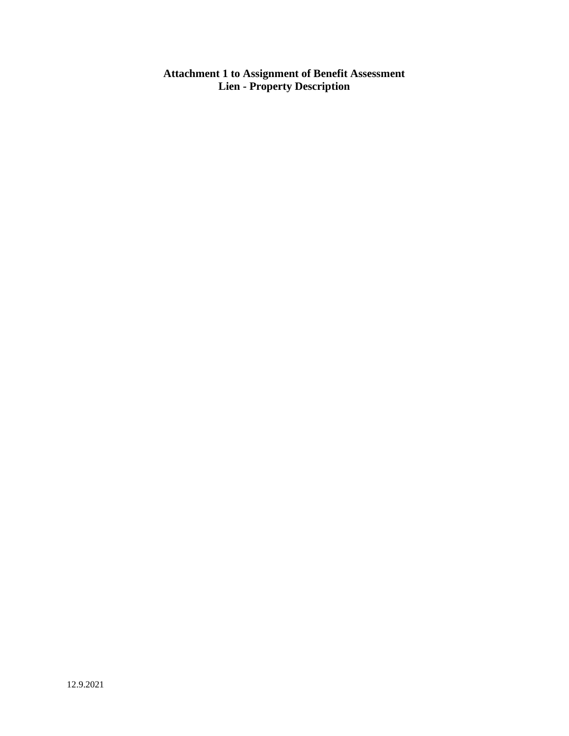**Attachment 1 to Assignment of Benefit Assessment Lien - Property Description**

12.9.2021